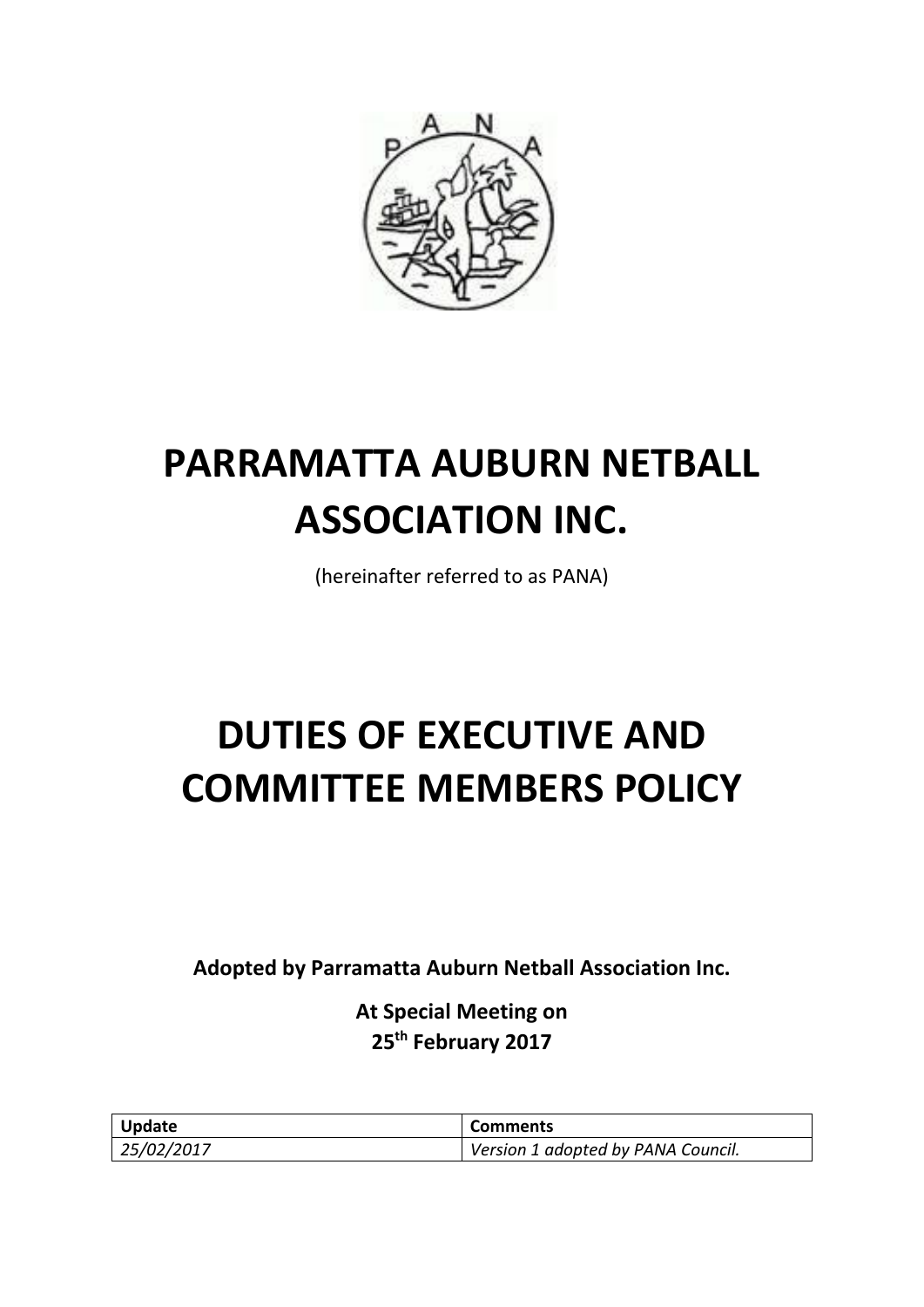# PARRAMATTA AUBURN NETBALL ASSOCIATION INC.

(hereinafter referred to as PANA)

# DUTIES OF EXECUTIVE AND COMMITTEE MEMBERS POLICY

**Adopted by Parramatta Auburn Netball Association Inc.**

**At Special Meeting on 25th February 2017**

| Update | Comments |
|---|---|
| *25/02/2017* | *Version 1 adopted by PANA Council.* |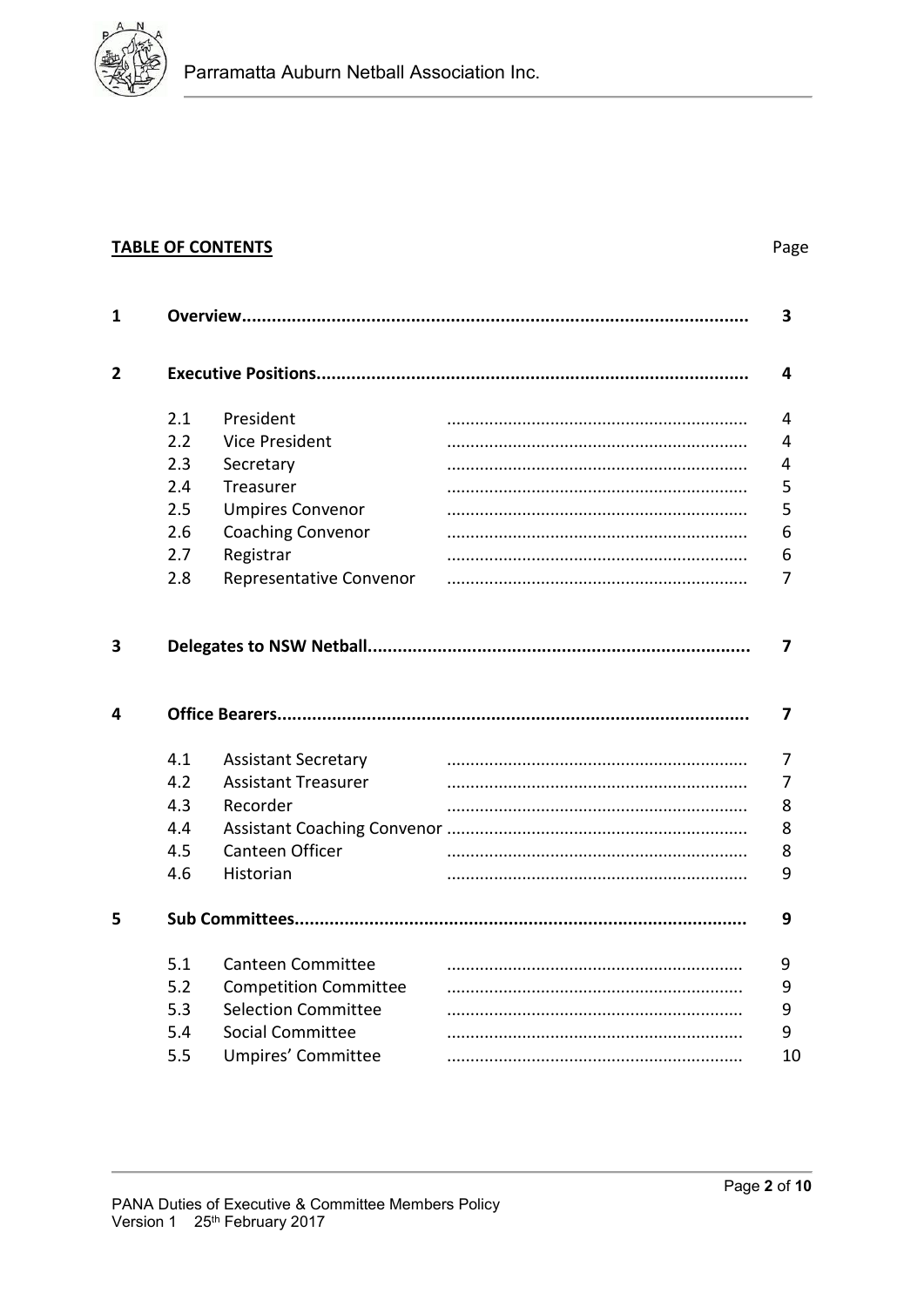**TABLE OF CONTENTS**

| | | | Page |
|---|---|---|---|
| **1** | **Overview** | | **3** |
| **2** | **Executive Positions** | | **4** |
| | 2.1 | President | 4 |
| | 2.2 | Vice President | 4 |
| | 2.3 | Secretary | 4 |
| | 2.4 | Treasurer | 5 |
| | 2.5 | Umpires Convenor | 5 |
| | 2.6 | Coaching Convenor | 6 |
| | 2.7 | Registrar | 6 |
| | 2.8 | Representative Convenor | 7 |
| **3** | **Delegates to NSW Netball** | | **7** |
| **4** | **Office Bearers** | | **7** |
| | 4.1 | Assistant Secretary | 7 |
| | 4.2 | Assistant Treasurer | 7 |
| | 4.3 | Recorder | 8 |
| | 4.4 | Assistant Coaching Convenor | 8 |
| | 4.5 | Canteen Officer | 8 |
| | 4.6 | Historian | 9 |
| **5** | **Sub Committees** | | **9** |
| | 5.1 | Canteen Committee | 9 |
| | 5.2 | Competition Committee | 9 |
| | 5.3 | Selection Committee | 9 |
| | 5.4 | Social Committee | 9 |
| | 5.5 | Umpires' Committee | 10 |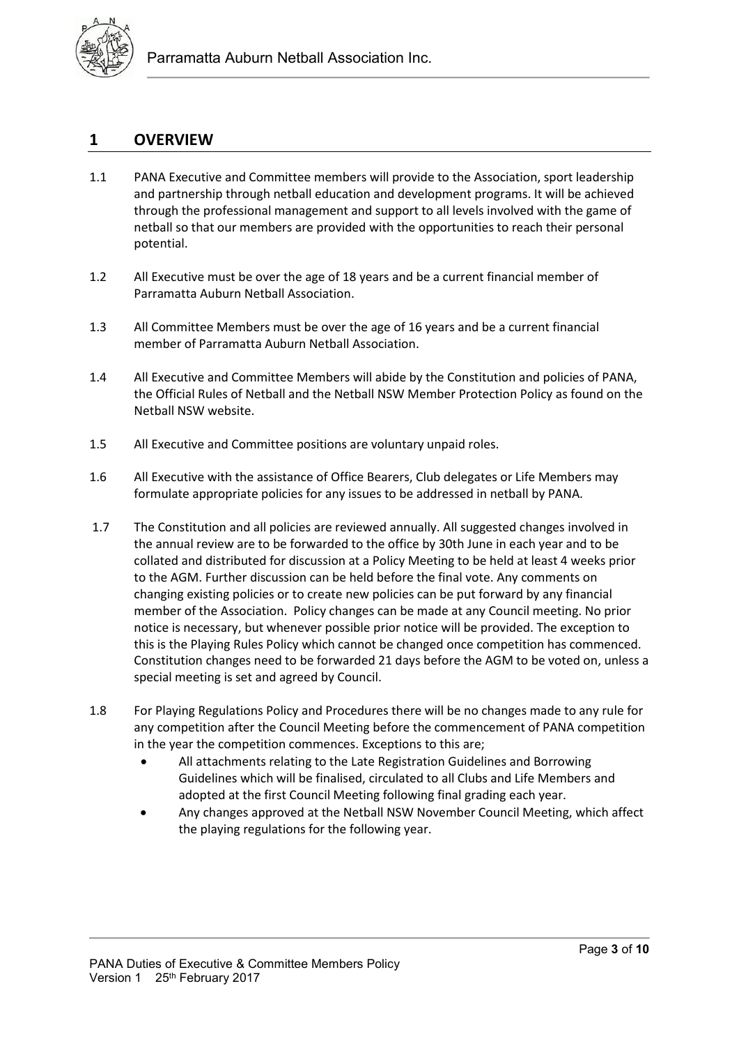## 1 OVERVIEW

1.1 PANA Executive and Committee members will provide to the Association, sport leadership and partnership through netball education and development programs. It will be achieved through the professional management and support to all levels involved with the game of netball so that our members are provided with the opportunities to reach their personal potential.

1.2 All Executive must be over the age of 18 years and be a current financial member of Parramatta Auburn Netball Association.

1.3 All Committee Members must be over the age of 16 years and be a current financial member of Parramatta Auburn Netball Association.

1.4 All Executive and Committee Members will abide by the Constitution and policies of PANA, the Official Rules of Netball and the Netball NSW Member Protection Policy as found on the Netball NSW website.

1.5 All Executive and Committee positions are voluntary unpaid roles.

1.6 All Executive with the assistance of Office Bearers, Club delegates or Life Members may formulate appropriate policies for any issues to be addressed in netball by PANA.

1.7 The Constitution and all policies are reviewed annually. All suggested changes involved in the annual review are to be forwarded to the office by 30th June in each year and to be collated and distributed for discussion at a Policy Meeting to be held at least 4 weeks prior to the AGM. Further discussion can be held before the final vote. Any comments on changing existing policies or to create new policies can be put forward by any financial member of the Association. Policy changes can be made at any Council meeting. No prior notice is necessary, but whenever possible prior notice will be provided. The exception to this is the Playing Rules Policy which cannot be changed once competition has commenced. Constitution changes need to be forwarded 21 days before the AGM to be voted on, unless a special meeting is set and agreed by Council.

1.8 For Playing Regulations Policy and Procedures there will be no changes made to any rule for any competition after the Council Meeting before the commencement of PANA competition in the year the competition commences. Exceptions to this are;

- All attachments relating to the Late Registration Guidelines and Borrowing Guidelines which will be finalised, circulated to all Clubs and Life Members and adopted at the first Council Meeting following final grading each year.
- Any changes approved at the Netball NSW November Council Meeting, which affect the playing regulations for the following year.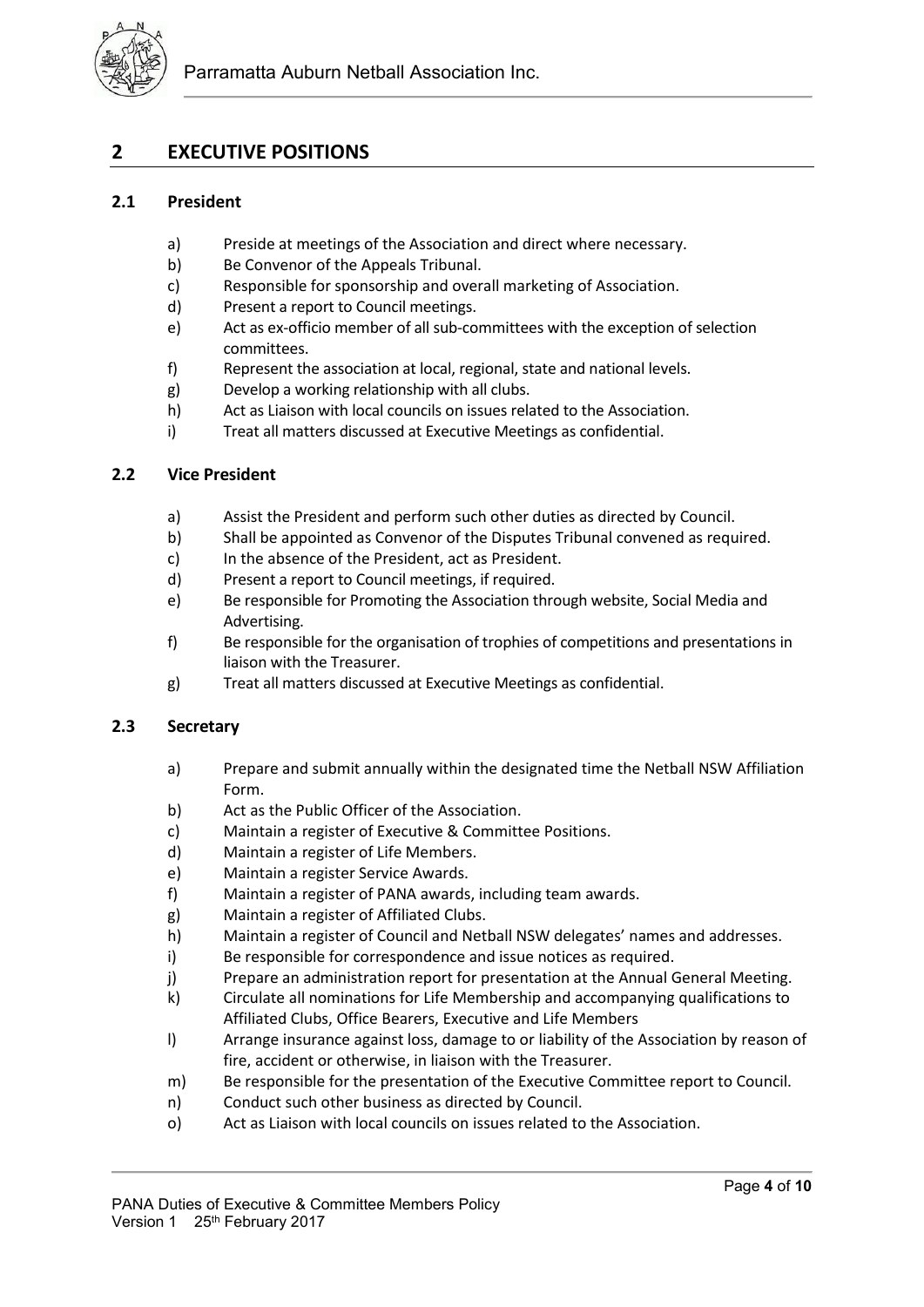## 2 EXECUTIVE POSITIONS

### 2.1 President

a) Preside at meetings of the Association and direct where necessary.
b) Be Convenor of the Appeals Tribunal.
c) Responsible for sponsorship and overall marketing of Association.
d) Present a report to Council meetings.
e) Act as ex-officio member of all sub-committees with the exception of selection committees.
f) Represent the association at local, regional, state and national levels.
g) Develop a working relationship with all clubs.
h) Act as Liaison with local councils on issues related to the Association.
i) Treat all matters discussed at Executive Meetings as confidential.

### 2.2 Vice President

a) Assist the President and perform such other duties as directed by Council.
b) Shall be appointed as Convenor of the Disputes Tribunal convened as required.
c) In the absence of the President, act as President.
d) Present a report to Council meetings, if required.
e) Be responsible for Promoting the Association through website, Social Media and Advertising.
f) Be responsible for the organisation of trophies of competitions and presentations in liaison with the Treasurer.
g) Treat all matters discussed at Executive Meetings as confidential.

### 2.3 Secretary

a) Prepare and submit annually within the designated time the Netball NSW Affiliation Form.
b) Act as the Public Officer of the Association.
c) Maintain a register of Executive & Committee Positions.
d) Maintain a register of Life Members.
e) Maintain a register Service Awards.
f) Maintain a register of PANA awards, including team awards.
g) Maintain a register of Affiliated Clubs.
h) Maintain a register of Council and Netball NSW delegates' names and addresses.
i) Be responsible for correspondence and issue notices as required.
j) Prepare an administration report for presentation at the Annual General Meeting.
k) Circulate all nominations for Life Membership and accompanying qualifications to Affiliated Clubs, Office Bearers, Executive and Life Members
l) Arrange insurance against loss, damage to or liability of the Association by reason of fire, accident or otherwise, in liaison with the Treasurer.
m) Be responsible for the presentation of the Executive Committee report to Council.
n) Conduct such other business as directed by Council.
o) Act as Liaison with local councils on issues related to the Association.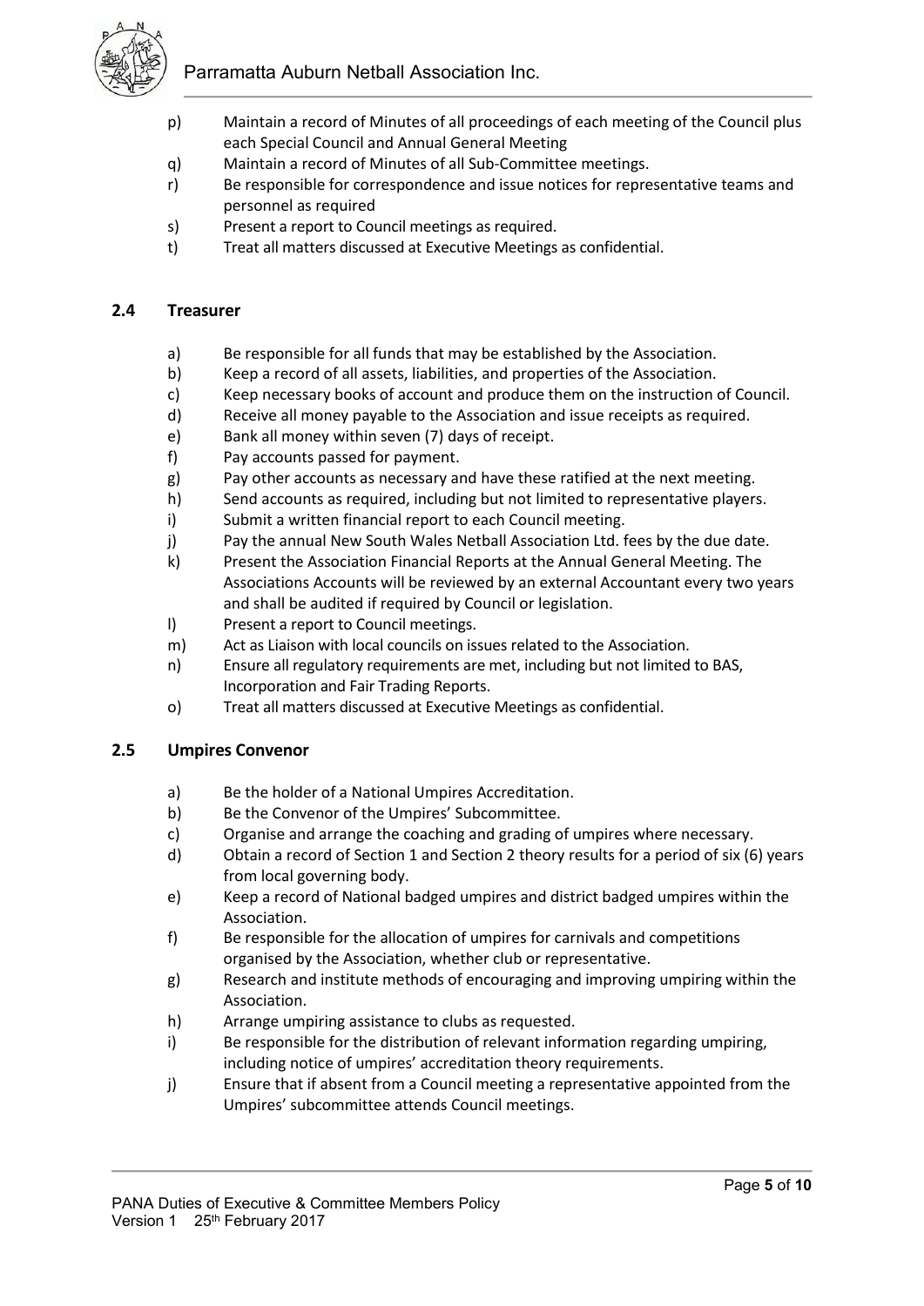p) Maintain a record of Minutes of all proceedings of each meeting of the Council plus each Special Council and Annual General Meeting
q) Maintain a record of Minutes of all Sub-Committee meetings.
r) Be responsible for correspondence and issue notices for representative teams and personnel as required
s) Present a report to Council meetings as required.
t) Treat all matters discussed at Executive Meetings as confidential.

### 2.4 Treasurer

a) Be responsible for all funds that may be established by the Association.
b) Keep a record of all assets, liabilities, and properties of the Association.
c) Keep necessary books of account and produce them on the instruction of Council.
d) Receive all money payable to the Association and issue receipts as required.
e) Bank all money within seven (7) days of receipt.
f) Pay accounts passed for payment.
g) Pay other accounts as necessary and have these ratified at the next meeting.
h) Send accounts as required, including but not limited to representative players.
i) Submit a written financial report to each Council meeting.
j) Pay the annual New South Wales Netball Association Ltd. fees by the due date.
k) Present the Association Financial Reports at the Annual General Meeting. The Associations Accounts will be reviewed by an external Accountant every two years and shall be audited if required by Council or legislation.
l) Present a report to Council meetings.
m) Act as Liaison with local councils on issues related to the Association.
n) Ensure all regulatory requirements are met, including but not limited to BAS, Incorporation and Fair Trading Reports.
o) Treat all matters discussed at Executive Meetings as confidential.

### 2.5 Umpires Convenor

a) Be the holder of a National Umpires Accreditation.
b) Be the Convenor of the Umpires' Subcommittee.
c) Organise and arrange the coaching and grading of umpires where necessary.
d) Obtain a record of Section 1 and Section 2 theory results for a period of six (6) years from local governing body.
e) Keep a record of National badged umpires and district badged umpires within the Association.
f) Be responsible for the allocation of umpires for carnivals and competitions organised by the Association, whether club or representative.
g) Research and institute methods of encouraging and improving umpiring within the Association.
h) Arrange umpiring assistance to clubs as requested.
i) Be responsible for the distribution of relevant information regarding umpiring, including notice of umpires' accreditation theory requirements.
j) Ensure that if absent from a Council meeting a representative appointed from the Umpires' subcommittee attends Council meetings.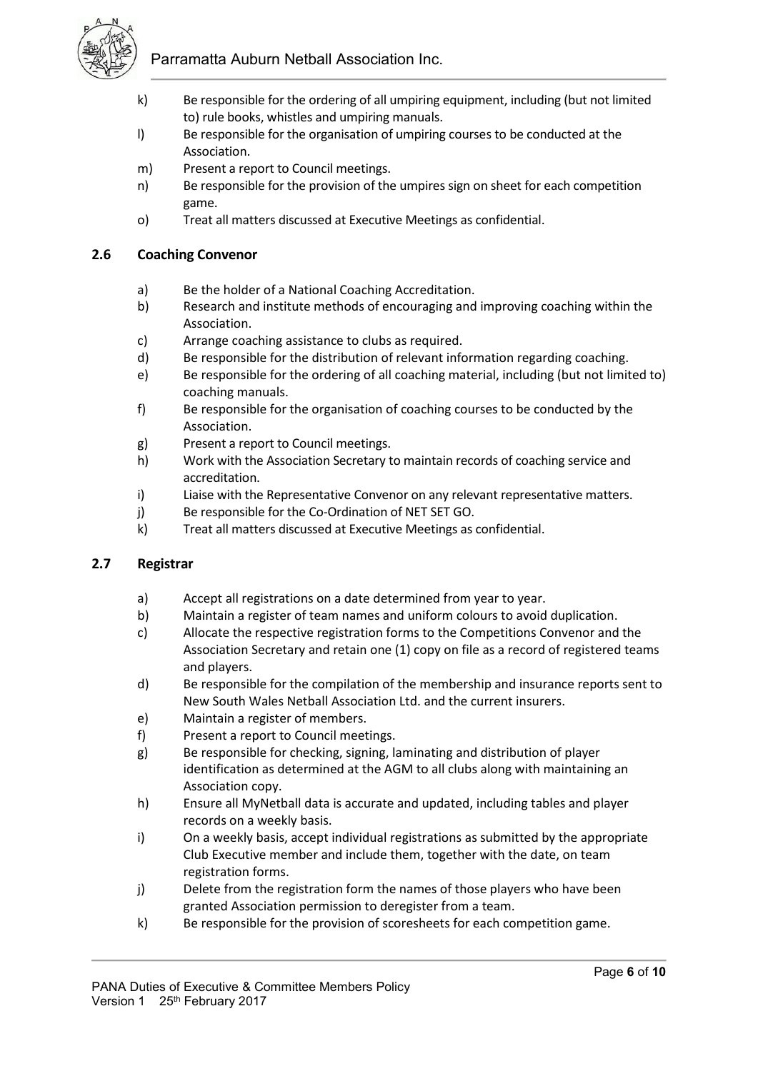k) Be responsible for the ordering of all umpiring equipment, including (but not limited to) rule books, whistles and umpiring manuals.
l) Be responsible for the organisation of umpiring courses to be conducted at the Association.
m) Present a report to Council meetings.
n) Be responsible for the provision of the umpires sign on sheet for each competition game.
o) Treat all matters discussed at Executive Meetings as confidential.

### 2.6 Coaching Convenor

a) Be the holder of a National Coaching Accreditation.
b) Research and institute methods of encouraging and improving coaching within the Association.
c) Arrange coaching assistance to clubs as required.
d) Be responsible for the distribution of relevant information regarding coaching.
e) Be responsible for the ordering of all coaching material, including (but not limited to) coaching manuals.
f) Be responsible for the organisation of coaching courses to be conducted by the Association.
g) Present a report to Council meetings.
h) Work with the Association Secretary to maintain records of coaching service and accreditation.
i) Liaise with the Representative Convenor on any relevant representative matters.
j) Be responsible for the Co-Ordination of NET SET GO.
k) Treat all matters discussed at Executive Meetings as confidential.

### 2.7 Registrar

a) Accept all registrations on a date determined from year to year.
b) Maintain a register of team names and uniform colours to avoid duplication.
c) Allocate the respective registration forms to the Competitions Convenor and the Association Secretary and retain one (1) copy on file as a record of registered teams and players.
d) Be responsible for the compilation of the membership and insurance reports sent to New South Wales Netball Association Ltd. and the current insurers.
e) Maintain a register of members.
f) Present a report to Council meetings.
g) Be responsible for checking, signing, laminating and distribution of player identification as determined at the AGM to all clubs along with maintaining an Association copy.
h) Ensure all MyNetball data is accurate and updated, including tables and player records on a weekly basis.
i) On a weekly basis, accept individual registrations as submitted by the appropriate Club Executive member and include them, together with the date, on team registration forms.
j) Delete from the registration form the names of those players who have been granted Association permission to deregister from a team.
k) Be responsible for the provision of scoresheets for each competition game.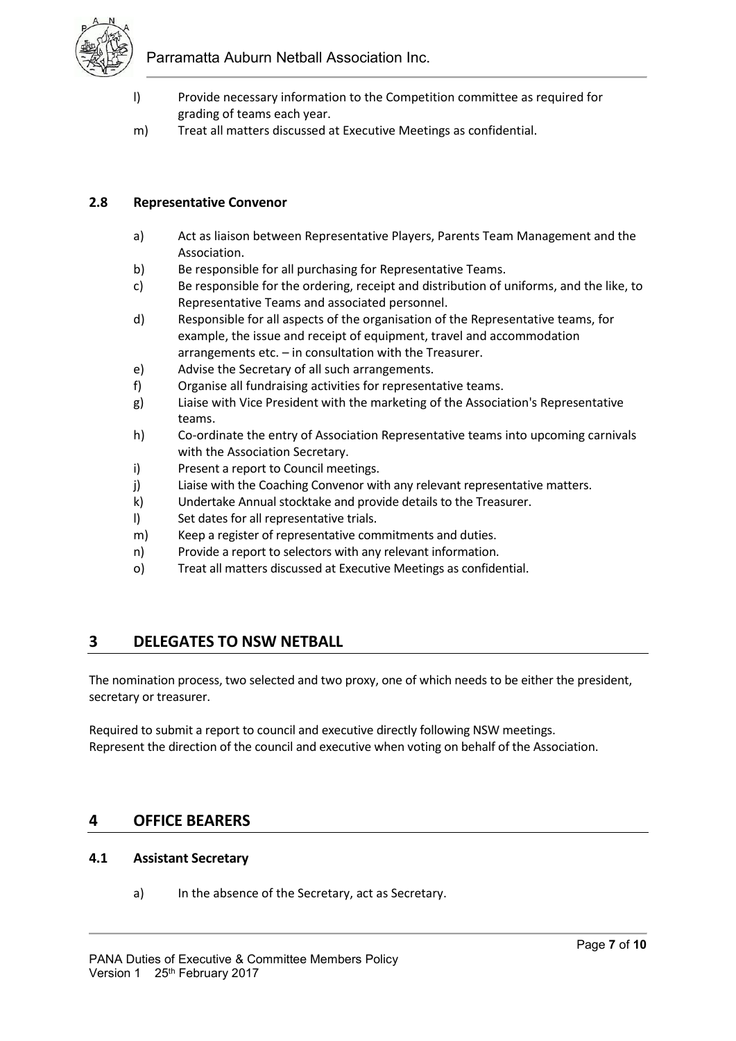l) Provide necessary information to the Competition committee as required for grading of teams each year.
m) Treat all matters discussed at Executive Meetings as confidential.

### 2.8 Representative Convenor

a) Act as liaison between Representative Players, Parents Team Management and the Association.
b) Be responsible for all purchasing for Representative Teams.
c) Be responsible for the ordering, receipt and distribution of uniforms, and the like, to Representative Teams and associated personnel.
d) Responsible for all aspects of the organisation of the Representative teams, for example, the issue and receipt of equipment, travel and accommodation arrangements etc. – in consultation with the Treasurer.
e) Advise the Secretary of all such arrangements.
f) Organise all fundraising activities for representative teams.
g) Liaise with Vice President with the marketing of the Association's Representative teams.
h) Co-ordinate the entry of Association Representative teams into upcoming carnivals with the Association Secretary.
i) Present a report to Council meetings.
j) Liaise with the Coaching Convenor with any relevant representative matters.
k) Undertake Annual stocktake and provide details to the Treasurer.
l) Set dates for all representative trials.
m) Keep a register of representative commitments and duties.
n) Provide a report to selectors with any relevant information.
o) Treat all matters discussed at Executive Meetings as confidential.

## 3 DELEGATES TO NSW NETBALL

The nomination process, two selected and two proxy, one of which needs to be either the president, secretary or treasurer.

Required to submit a report to council and executive directly following NSW meetings.
Represent the direction of the council and executive when voting on behalf of the Association.

## 4 OFFICE BEARERS

### 4.1 Assistant Secretary

a) In the absence of the Secretary, act as Secretary.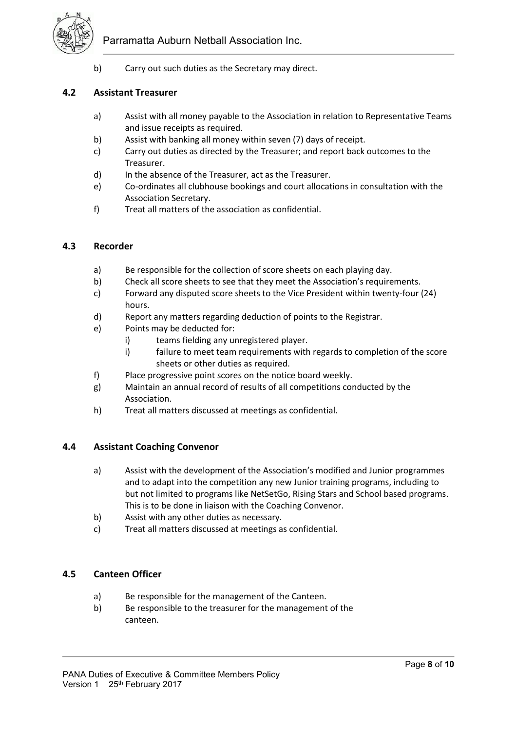b) Carry out such duties as the Secretary may direct.

### 4.2 Assistant Treasurer

a) Assist with all money payable to the Association in relation to Representative Teams and issue receipts as required.
b) Assist with banking all money within seven (7) days of receipt.
c) Carry out duties as directed by the Treasurer; and report back outcomes to the Treasurer.
d) In the absence of the Treasurer, act as the Treasurer.
e) Co-ordinates all clubhouse bookings and court allocations in consultation with the Association Secretary.
f) Treat all matters of the association as confidential.

### 4.3 Recorder

a) Be responsible for the collection of score sheets on each playing day.
b) Check all score sheets to see that they meet the Association's requirements.
c) Forward any disputed score sheets to the Vice President within twenty-four (24) hours.
d) Report any matters regarding deduction of points to the Registrar.
e) Points may be deducted for:
   i) teams fielding any unregistered player.
   i) failure to meet team requirements with regards to completion of the score sheets or other duties as required.
f) Place progressive point scores on the notice board weekly.
g) Maintain an annual record of results of all competitions conducted by the Association.
h) Treat all matters discussed at meetings as confidential.

### 4.4 Assistant Coaching Convenor

a) Assist with the development of the Association's modified and Junior programmes and to adapt into the competition any new Junior training programs, including to but not limited to programs like NetSetGo, Rising Stars and School based programs. This is to be done in liaison with the Coaching Convenor.
b) Assist with any other duties as necessary.
c) Treat all matters discussed at meetings as confidential.

### 4.5 Canteen Officer

a) Be responsible for the management of the Canteen.
b) Be responsible to the treasurer for the management of the canteen.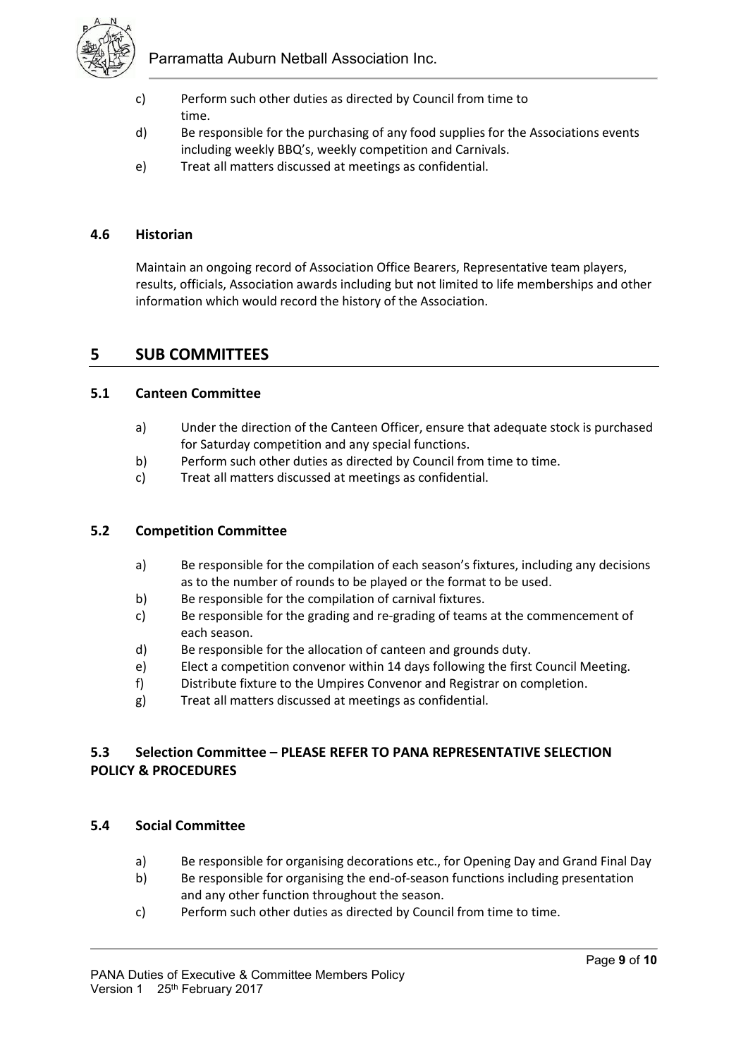c) Perform such other duties as directed by Council from time to time.

d) Be responsible for the purchasing of any food supplies for the Associations events including weekly BBQ's, weekly competition and Carnivals.

e) Treat all matters discussed at meetings as confidential.

### 4.6 Historian

Maintain an ongoing record of Association Office Bearers, Representative team players, results, officials, Association awards including but not limited to life memberships and other information which would record the history of the Association.

## 5 SUB COMMITTEES

### 5.1 Canteen Committee

a) Under the direction of the Canteen Officer, ensure that adequate stock is purchased for Saturday competition and any special functions.

b) Perform such other duties as directed by Council from time to time.

c) Treat all matters discussed at meetings as confidential.

### 5.2 Competition Committee

a) Be responsible for the compilation of each season's fixtures, including any decisions as to the number of rounds to be played or the format to be used.

b) Be responsible for the compilation of carnival fixtures.

c) Be responsible for the grading and re-grading of teams at the commencement of each season.

d) Be responsible for the allocation of canteen and grounds duty.

e) Elect a competition convenor within 14 days following the first Council Meeting.

f) Distribute fixture to the Umpires Convenor and Registrar on completion.

g) Treat all matters discussed at meetings as confidential.

### 5.3 Selection Committee – PLEASE REFER TO PANA REPRESENTATIVE SELECTION POLICY & PROCEDURES

### 5.4 Social Committee

a) Be responsible for organising decorations etc., for Opening Day and Grand Final Day

b) Be responsible for organising the end-of-season functions including presentation and any other function throughout the season.

c) Perform such other duties as directed by Council from time to time.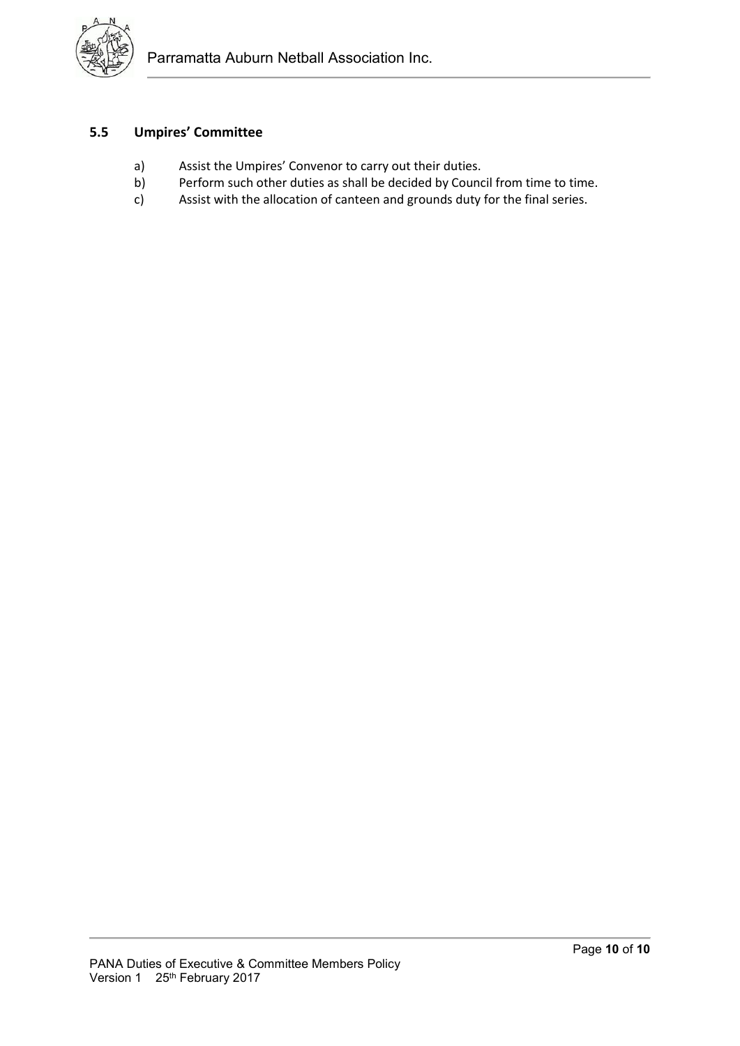### 5.5 Umpires' Committee

a) Assist the Umpires' Convenor to carry out their duties.

b) Perform such other duties as shall be decided by Council from time to time.

c) Assist with the allocation of canteen and grounds duty for the final series.